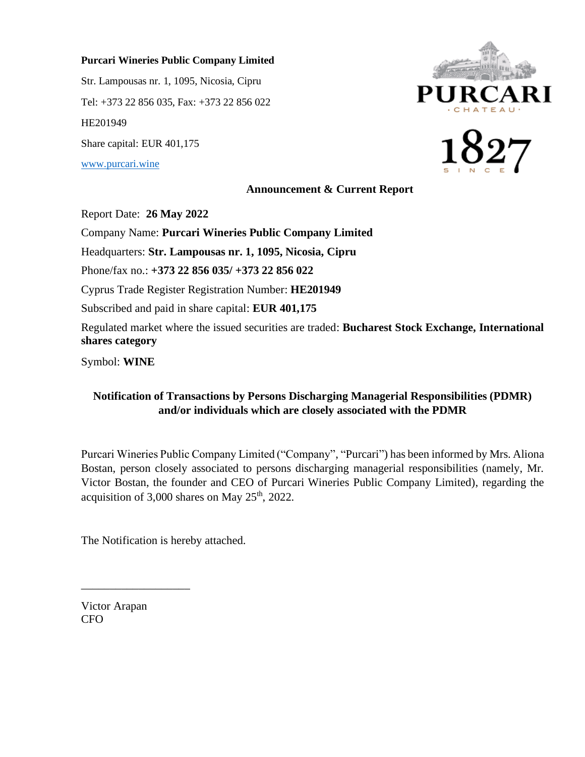**Purcari Wineries Public Company Limited**

Str. Lampousas nr. 1, 1095, Nicosia, Cipru

Tel: +373 22 856 035, Fax: +373 22 856 022

HE201949

Share capital: EUR 401,175

www.purcari.wine

**Announcement & Current Report**

Report Date: **26 May 2022**

Company Name: **Purcari Wineries Public Company Limited**

Headquarters: **Str. Lampousas nr. 1, 1095, Nicosia, Cipru**

Phone/fax no.: **+373 22 856 035/ +373 22 856 022**

Cyprus Trade Register Registration Number: **HE201949**

Subscribed and paid in share capital: **EUR 401,175**

Regulated market where the issued securities are traded: **Bucharest Stock Exchange, International shares category**

Symbol: **WINE**

**Notification of Transactions by Persons Discharging Managerial Responsibilities (PDMR) and/or individuals which are closely associated with the PDMR**

Purcari Wineries Public Company Limited ("Company", "Purcari") has been informed by Mrs. Aliona Bostan, person closely associated to persons discharging managerial responsibilities (namely, Mr. Victor Bostan, the founder and CEO of Purcari Wineries Public Company Limited), regarding the acquisition of 3,000 shares on May 25th, 2022.

The Notification is hereby attached.

\_\_\_\_\_\_\_\_\_\_\_\_\_\_\_\_\_\_\_

Victor Arapan
CFO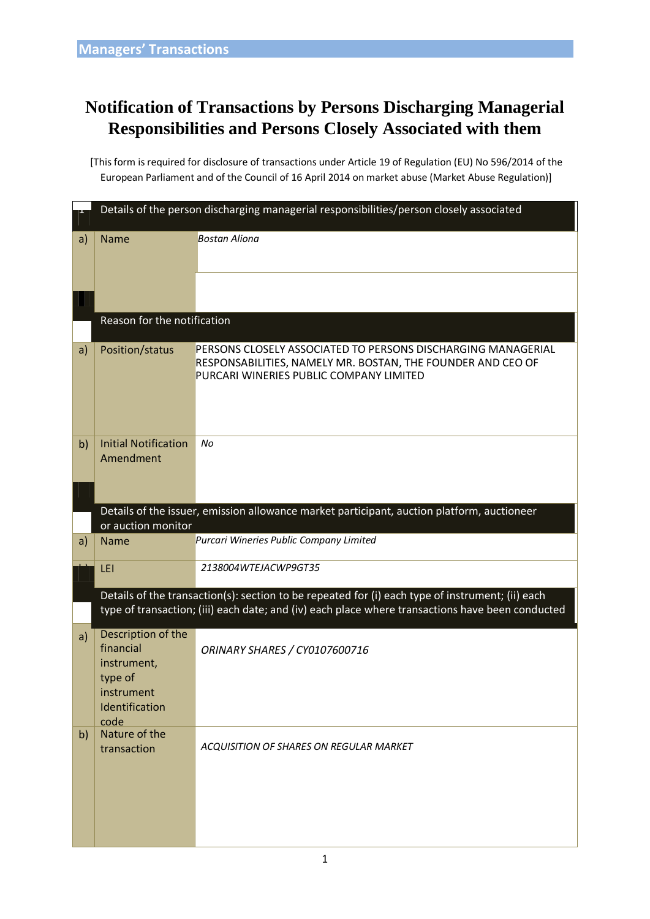**Managers' Transactions**

# Notification of Transactions by Persons Discharging Managerial Responsibilities and Persons Closely Associated with them

[This form is required for disclosure of transactions under Article 19 of Regulation (EU) No 596/2014 of the European Parliament and of the Council of 16 April 2014 on market abuse (Market Abuse Regulation)]

| 1 | Details of the person discharging managerial responsibilities/person closely associated | |
|---|---|---|
| a) | Name | *Bostan Aliona* |
| 2 | Reason for the notification | |
| a) | Position/status | PERSONS CLOSELY ASSOCIATED TO PERSONS DISCHARGING MANAGERIAL RESPONSABILITIES, NAMELY MR. BOSTAN, THE FOUNDER AND CEO OF PURCARI WINERIES PUBLIC COMPANY LIMITED |
| b) | Initial Notification Amendment | *No* |
| 3 | Details of the issuer, emission allowance market participant, auction platform, auctioneer or auction monitor | |
| a) | Name | *Purcari Wineries Public Company Limited* |
| b) | LEI | *2138004WTEJACWP9GT35* |
| 4 | Details of the transaction(s): section to be repeated for (i) each type of instrument; (ii) each type of transaction; (iii) each date; and (iv) each place where transactions have been conducted | |
| a) | Description of the financial instrument, type of instrument Identification code | *ORINARY SHARES / CY0107600716* |
| b) | Nature of the transaction | *ACQUISITION OF SHARES ON REGULAR MARKET* |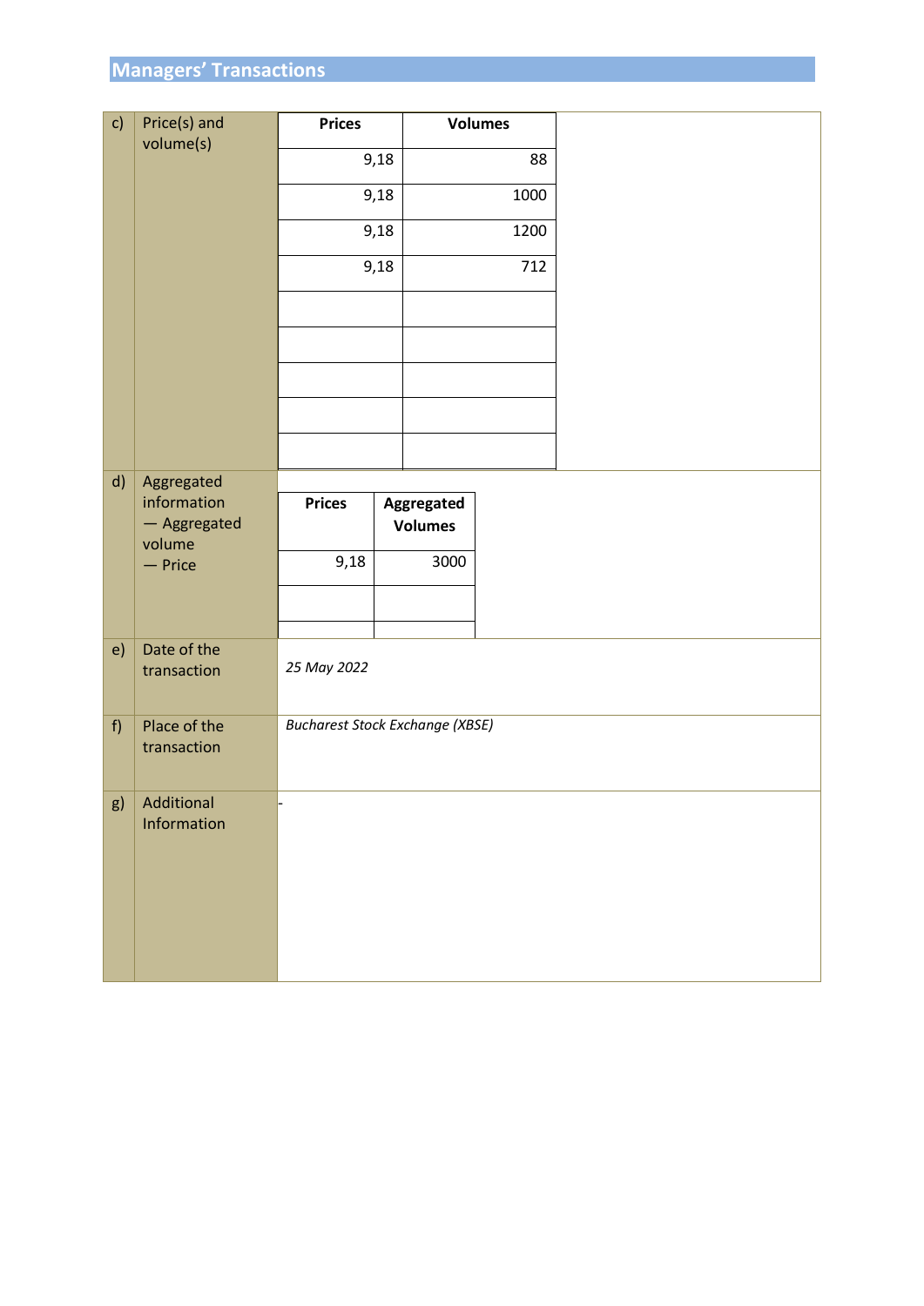## Managers' Transactions

| | | |
|---|---|---|
| c) | Price(s) and volume(s) | <table><tr><th>Prices</th><th>Volumes</th></tr><tr><td>9,18</td><td>88</td></tr><tr><td>9,18</td><td>1000</td></tr><tr><td>9,18</td><td>1200</td></tr><tr><td>9,18</td><td>712</td></tr></table> |
| d) | Aggregated information<br>— Aggregated volume<br>— Price | <table><tr><th>Prices</th><th>Aggregated Volumes</th></tr><tr><td>9,18</td><td>3000</td></tr></table> |
| e) | Date of the transaction | *25 May 2022* |
| f) | Place of the transaction | *Bucharest Stock Exchange (XBSE)* |
| g) | Additional Information | - |